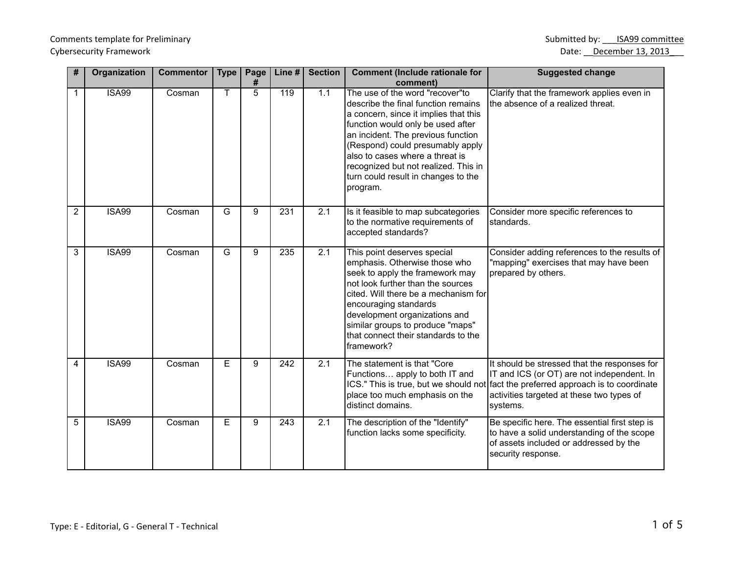Comments template for Preliminary Cybersecurity Framework

Submitted by: ___ISA99 committee

Date: __December 13, 2013___

| # | Organization | Commentor | Type | Page # | Line # | Section | Comment (Include rationale for comment) | Suggested change |
|---|---|---|---|---|---|---|---|---|
| 1 | ISA99 | Cosman | T | 5 | 119 | 1.1 | The use of the word "recover"to describe the final function remains a concern, since it implies that this function would only be used after an incident. The previous function (Respond) could presumably apply also to cases where a threat is recognized but not realized. This in turn could result in changes to the program. | Clarify that the framework applies even in the absence of a realized threat. |
| 2 | ISA99 | Cosman | G | 9 | 231 | 2.1 | Is it feasible to map subcategories to the normative requirements of accepted standards? | Consider more specific references to standards. |
| 3 | ISA99 | Cosman | G | 9 | 235 | 2.1 | This point deserves special emphasis. Otherwise those who seek to apply the framework may not look further than the sources cited. Will there be a mechanism for encouraging standards development organizations and similar groups to produce "maps" that connect their standards to the framework? | Consider adding references to the results of "mapping" exercises that may have been prepared by others. |
| 4 | ISA99 | Cosman | E | 9 | 242 | 2.1 | The statement is that "Core Functions… apply to both IT and ICS." This is true, but we should not place too much emphasis on the distinct domains. | It should be stressed that the responses for IT and ICS (or OT) are not independent. In fact the preferred approach is to coordinate activities targeted at these two types of systems. |
| 5 | ISA99 | Cosman | E | 9 | 243 | 2.1 | The description of the "Identify" function lacks some specificity. | Be specific here. The essential first step is to have a solid understanding of the scope of assets included or addressed by the security response. |

Type: E - Editorial, G - General T - Technical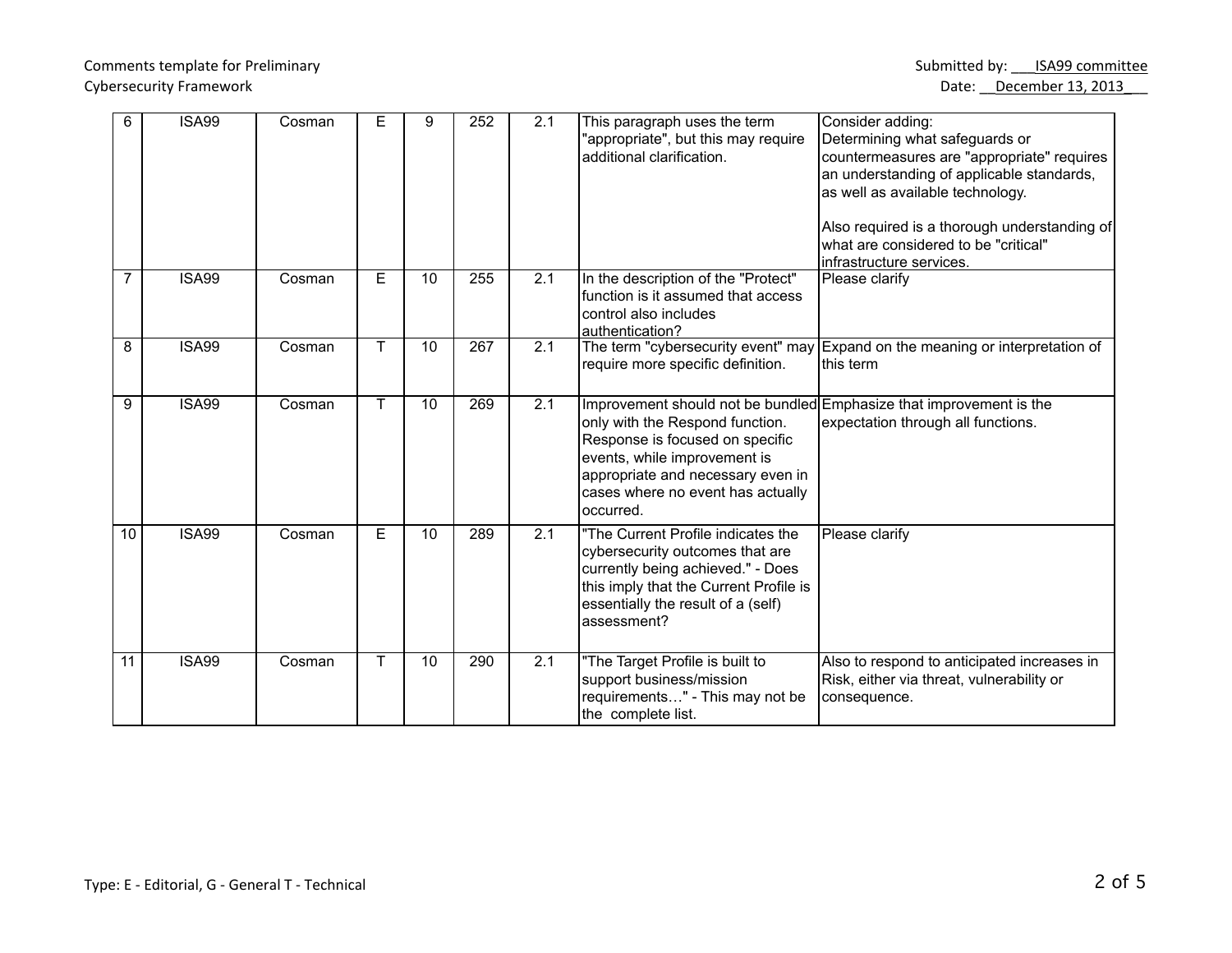| 6 | ISA99 | Cosman | E | 9 | 252 | 2.1 | This paragraph uses the term "appropriate", but this may require additional clarification. | Consider adding:<br>Determining what safeguards or countermeasures are "appropriate" requires an understanding of applicable standards, as well as available technology.<br><br>Also required is a thorough understanding of what are considered to be "critical" infrastructure services. |
|---|---|---|---|---|---|---|---|---|
| 7 | ISA99 | Cosman | E | 10 | 255 | 2.1 | In the description of the "Protect" function is it assumed that access control also includes authentication? | Please clarify |
| 8 | ISA99 | Cosman | T | 10 | 267 | 2.1 | The term "cybersecurity event" may require more specific definition. | Expand on the meaning or interpretation of this term |
| 9 | ISA99 | Cosman | T | 10 | 269 | 2.1 | Improvement should not be bundled only with the Respond function. Response is focused on specific events, while improvement is appropriate and necessary even in cases where no event has actually occurred. | Emphasize that improvement is the expectation through all functions. |
| 10 | ISA99 | Cosman | E | 10 | 289 | 2.1 | "The Current Profile indicates the cybersecurity outcomes that are currently being achieved." - Does this imply that the Current Profile is essentially the result of a (self) assessment? | Please clarify |
| 11 | ISA99 | Cosman | T | 10 | 290 | 2.1 | "The Target Profile is built to support business/mission requirements…" - This may not be the complete list. | Also to respond to anticipated increases in Risk, either via threat, vulnerability or consequence. |

Type: E - Editorial, G - General T - Technical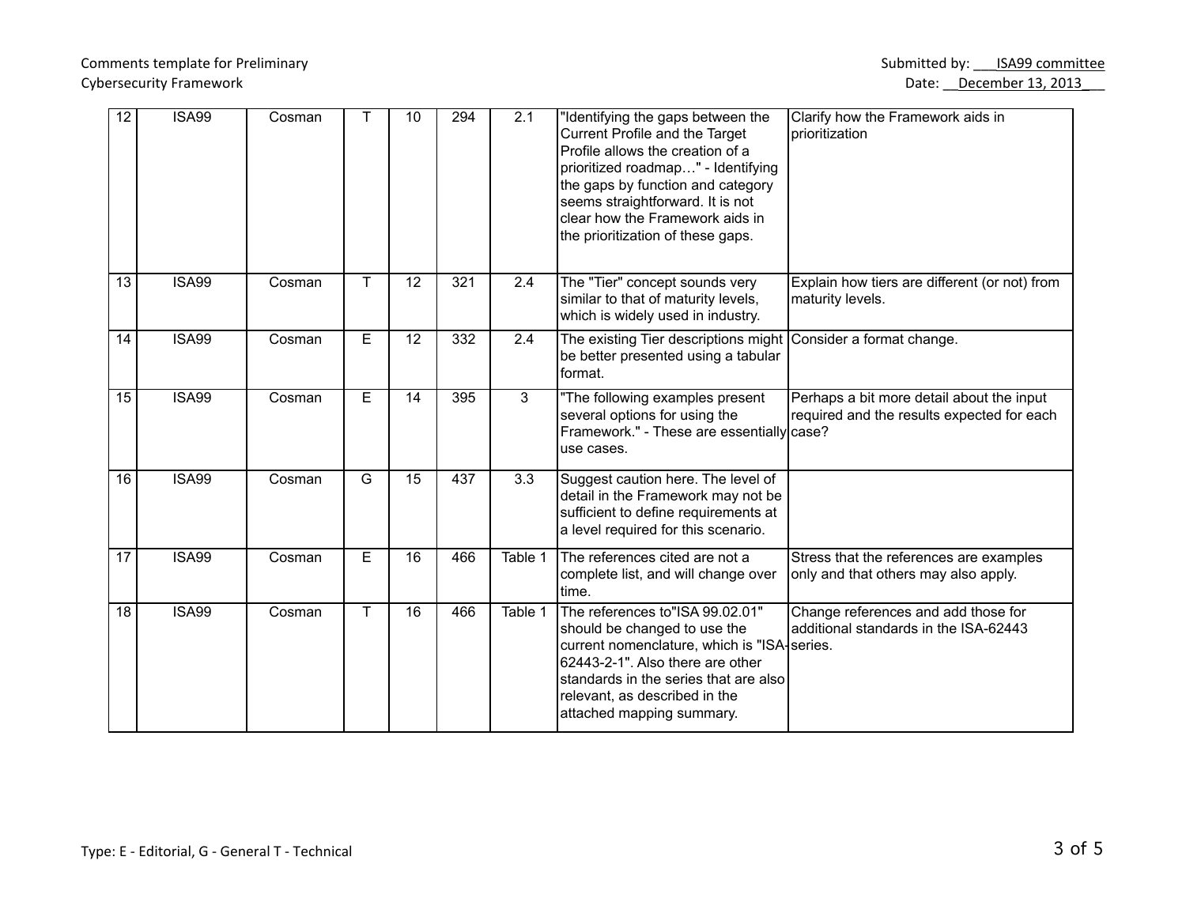| 12 | ISA99 | Cosman | T | 10 | 294 | 2.1 | "Identifying the gaps between the Current Profile and the Target Profile allows the creation of a prioritized roadmap…" - Identifying the gaps by function and category seems straightforward. It is not clear how the Framework aids in the prioritization of these gaps. | Clarify how the Framework aids in prioritization |
|---|---|---|---|---|---|---|---|---|
| 13 | ISA99 | Cosman | T | 12 | 321 | 2.4 | The "Tier" concept sounds very similar to that of maturity levels, which is widely used in industry. | Explain how tiers are different (or not) from maturity levels. |
| 14 | ISA99 | Cosman | E | 12 | 332 | 2.4 | The existing Tier descriptions might be better presented using a tabular format. | Consider a format change. |
| 15 | ISA99 | Cosman | E | 14 | 395 | 3 | "The following examples present several options for using the Framework." - These are essentially use cases. | Perhaps a bit more detail about the input required and the results expected for each case? |
| 16 | ISA99 | Cosman | G | 15 | 437 | 3.3 | Suggest caution here. The level of detail in the Framework may not be sufficient to define requirements at a level required for this scenario. | |
| 17 | ISA99 | Cosman | E | 16 | 466 | Table 1 | The references cited are not a complete list, and will change over time. | Stress that the references are examples only and that others may also apply. |
| 18 | ISA99 | Cosman | T | 16 | 466 | Table 1 | The references to"ISA 99.02.01" should be changed to use the current nomenclature, which is "ISA-62443-2-1". Also there are other standards in the series that are also relevant, as described in the attached mapping summary. | Change references and add those for additional standards in the ISA-62443 series. |

Type: E - Editorial, G - General T - Technical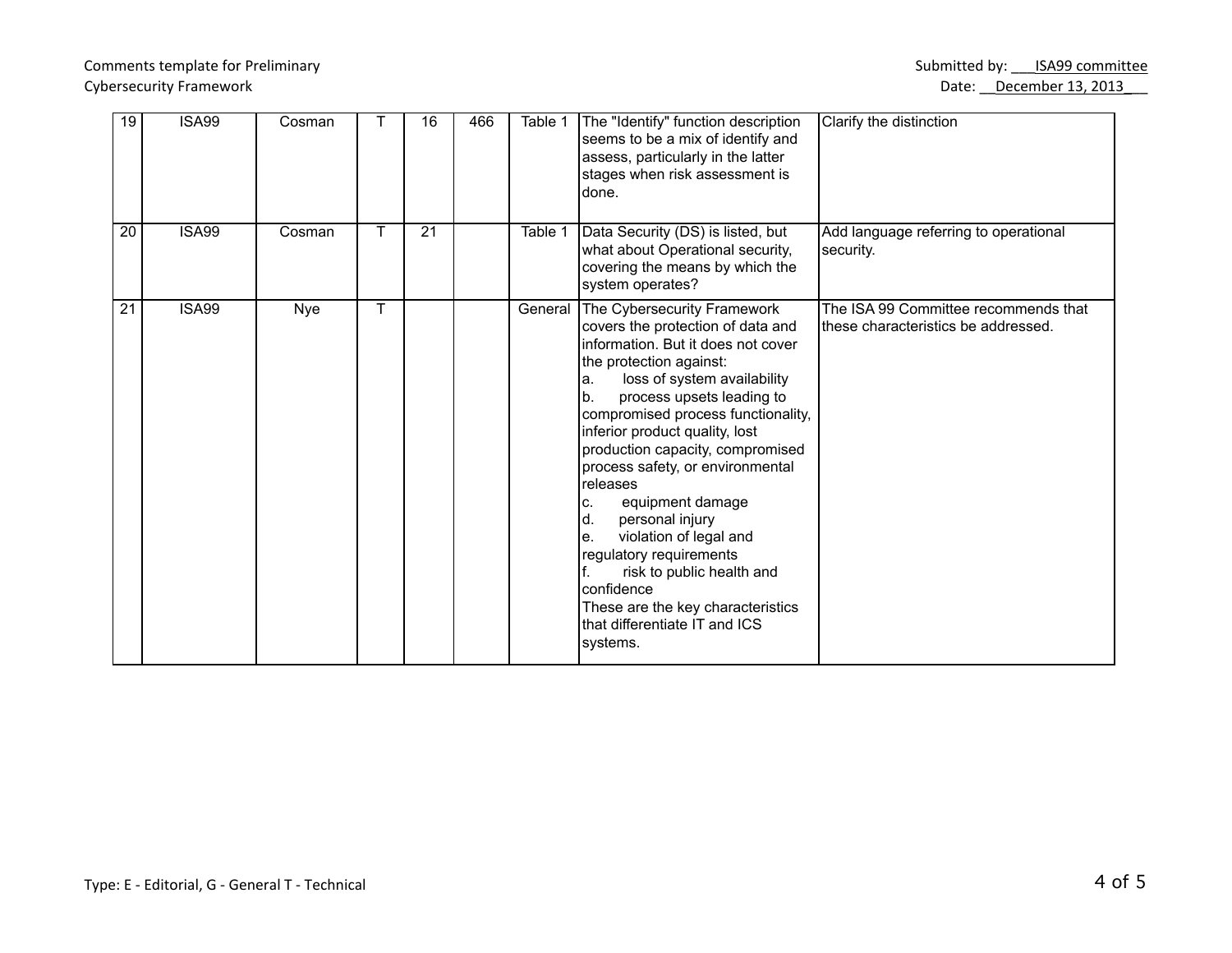Comments template for Preliminary Cybersecurity Framework

Submitted by: ___ISA99 committee

Date: __December 13, 2013___

| 19 | ISA99 | Cosman | T | 16 | 466 | Table 1 | The "Identify" function description seems to be a mix of identify and assess, particularly in the latter stages when risk assessment is done. | Clarify the distinction |
|---|---|---|---|---|---|---|---|---|
| 20 | ISA99 | Cosman | T | 21 | | Table 1 | Data Security (DS) is listed, but what about Operational security, covering the means by which the system operates? | Add language referring to operational security. |
| 21 | ISA99 | Nye | T | | | General | The Cybersecurity Framework covers the protection of data and information. But it does not cover the protection against:<br>a. loss of system availability<br>b. process upsets leading to compromised process functionality, inferior product quality, lost production capacity, compromised process safety, or environmental releases<br>c. equipment damage<br>d. personal injury<br>e. violation of legal and regulatory requirements<br>f. risk to public health and confidence<br>These are the key characteristics that differentiate IT and ICS systems. | The ISA 99 Committee recommends that these characteristics be addressed. |

Type: E - Editorial, G - General T - Technical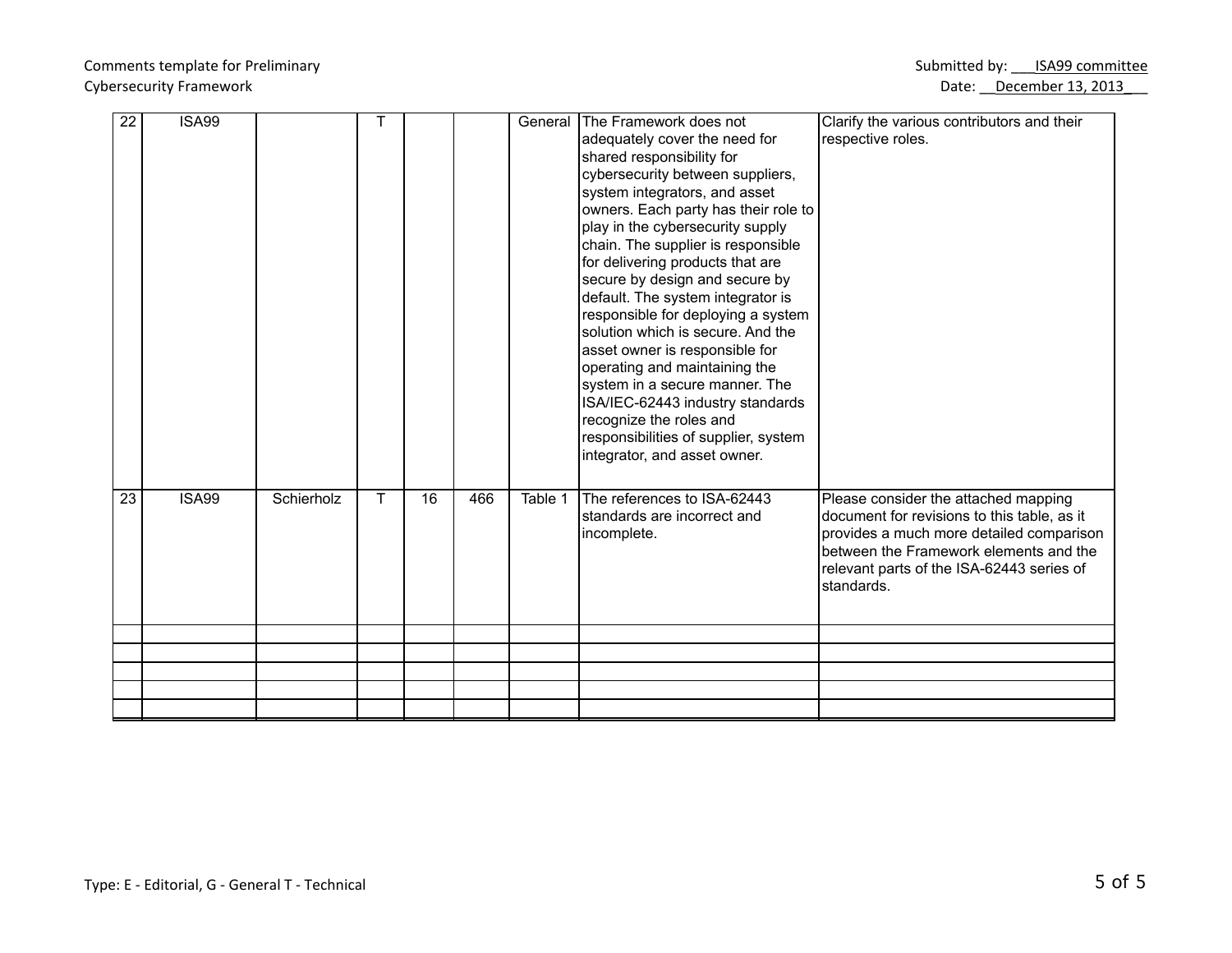| | | | | | | | | |
|---|---|---|---|---|---|---|---|---|
| 22 | ISA99 | | T | | | General | The Framework does not adequately cover the need for shared responsibility for cybersecurity between suppliers, system integrators, and asset owners. Each party has their role to play in the cybersecurity supply chain. The supplier is responsible for delivering products that are secure by design and secure by default. The system integrator is responsible for deploying a system solution which is secure. And the asset owner is responsible for operating and maintaining the system in a secure manner. The ISA/IEC-62443 industry standards recognize the roles and responsibilities of supplier, system integrator, and asset owner. | Clarify the various contributors and their respective roles. |
| 23 | ISA99 | Schierholz | T | 16 | 466 | Table 1 | The references to ISA-62443 standards are incorrect and incomplete. | Please consider the attached mapping document for revisions to this table, as it provides a much more detailed comparison between the Framework elements and the relevant parts of the ISA-62443 series of standards. |
| | | | | | | | | |
| | | | | | | | | |
| | | | | | | | | |
| | | | | | | | | |
| | | | | | | | | |